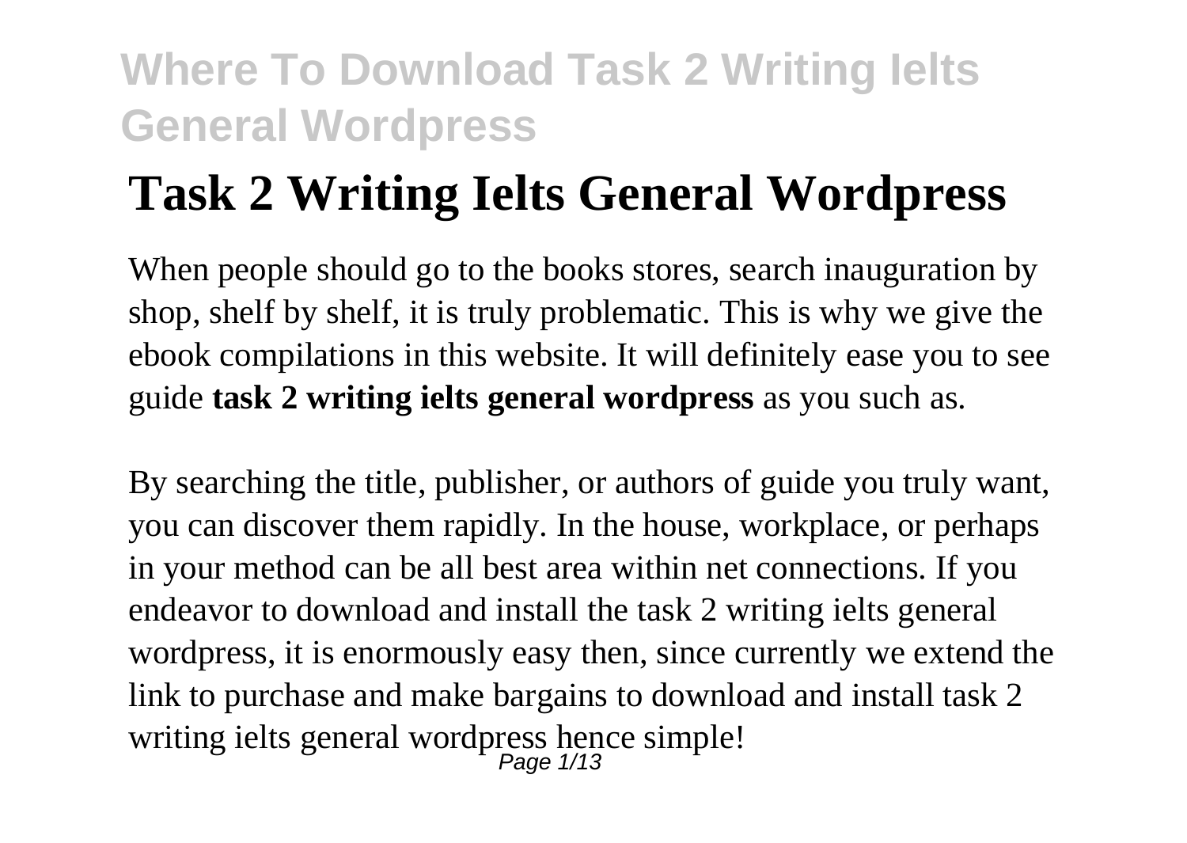# Task 2 Writing Ielts General Wordpress

When people should go to the books stores, search inauguration by shop, shelf by shelf, it is truly problematic. This is why we give the ebook compilations in this website. It will definitely ease you to see guide **task 2 writing ielts general wordpress** as you such as.

By searching the title, publisher, or authors of guide you truly want, you can discover them rapidly. In the house, workplace, or perhaps in your method can be all best area within net connections. If you endeavor to download and install the task 2 writing ielts general wordpress, it is enormously easy then, since currently we extend the link to purchase and make bargains to download and install task 2 writing ielts general wordpress hence simple!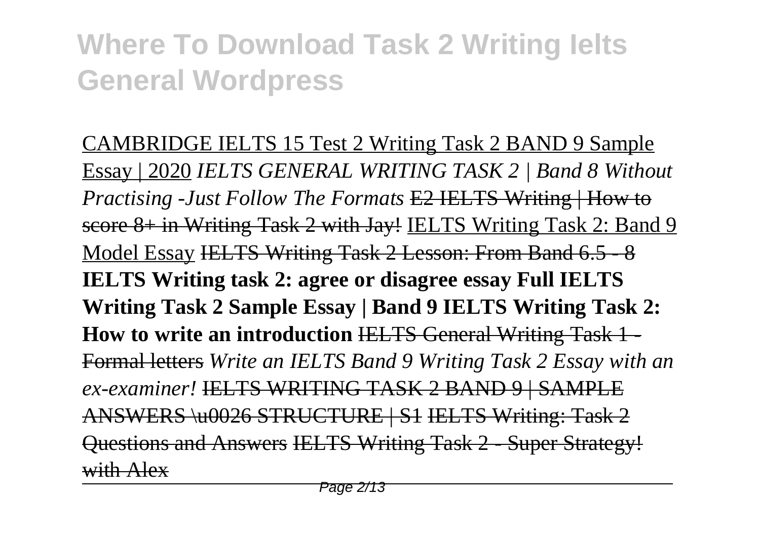CAMBRIDGE IELTS 15 Test 2 Writing Task 2 BAND 9 Sample Essay | 2020 *IELTS GENERAL WRITING TASK 2 | Band 8 Without Practising -Just Follow The Formats* ~~E2 IELTS Writing | How to score 8+ in Writing Task 2 with Jay!~~ IELTS Writing Task 2: Band 9 Model Essay ~~IELTS Writing Task 2 Lesson: From Band 6.5 - 8~~ **IELTS Writing task 2: agree or disagree essay Full IELTS Writing Task 2 Sample Essay | Band 9 IELTS Writing Task 2: How to write an introduction** ~~IELTS General Writing Task 1 - Formal letters~~ *Write an IELTS Band 9 Writing Task 2 Essay with an ex-examiner!* ~~IELTS WRITING TASK 2 BAND 9 | SAMPLE ANSWERS \u0026 STRUCTURE | S1~~ ~~IELTS Writing: Task 2 Questions and Answers~~ ~~IELTS Writing Task 2 - Super Strategy! with Alex~~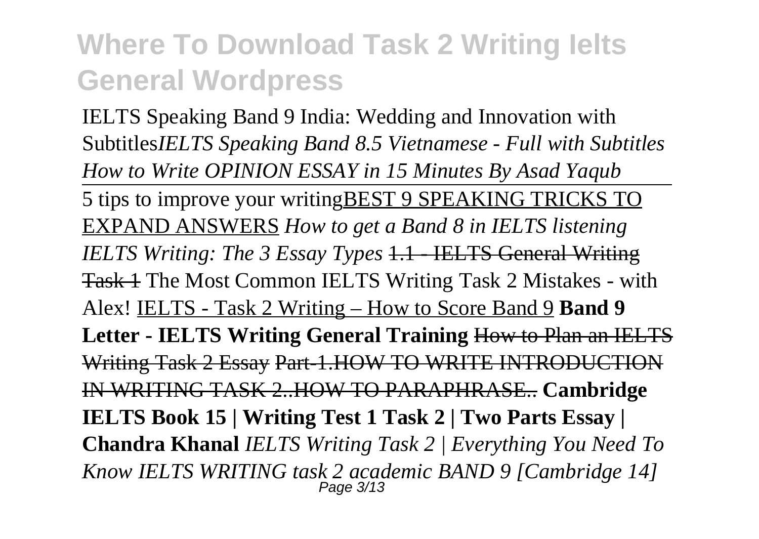IELTS Speaking Band 9 India: Wedding and Innovation with Subtitles*IELTS Speaking Band 8.5 Vietnamese - Full with Subtitles How to Write OPINION ESSAY in 15 Minutes By Asad Yaqub*

5 tips to improve your writingBEST 9 SPEAKING TRICKS TO EXPAND ANSWERS *How to get a Band 8 in IELTS listening IELTS Writing: The 3 Essay Types* ~~1.1 - IELTS General Writing Task 1~~ The Most Common IELTS Writing Task 2 Mistakes - with Alex! IELTS - Task 2 Writing – How to Score Band 9 **Band 9 Letter - IELTS Writing General Training** ~~How to Plan an IELTS Writing Task 2 Essay Part-1.HOW TO WRITE INTRODUCTION IN WRITING TASK 2..HOW TO PARAPHRASE..~~ **Cambridge IELTS Book 15 | Writing Test 1 Task 2 | Two Parts Essay | Chandra Khanal** *IELTS Writing Task 2 | Everything You Need To Know IELTS WRITING task 2 academic BAND 9 [Cambridge 14]*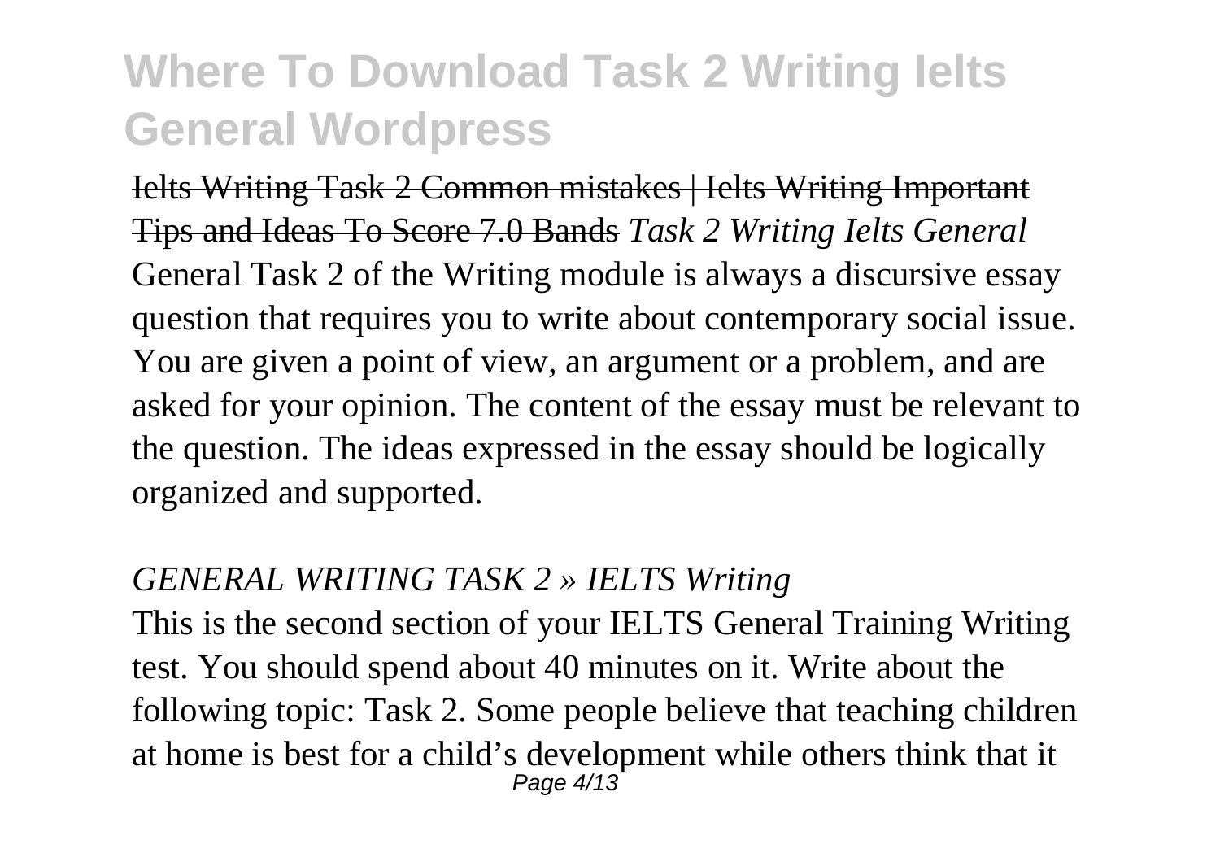~~Ielts Writing Task 2 Common mistakes | Ielts Writing Important Tips and Ideas To Score 7.0 Bands~~ *Task 2 Writing Ielts General*
General Task 2 of the Writing module is always a discursive essay question that requires you to write about contemporary social issue. You are given a point of view, an argument or a problem, and are asked for your opinion. The content of the essay must be relevant to the question. The ideas expressed in the essay should be logically organized and supported.

*GENERAL WRITING TASK 2 » IELTS Writing*
This is the second section of your IELTS General Training Writing test. You should spend about 40 minutes on it. Write about the following topic: Task 2. Some people believe that teaching children at home is best for a child's development while others think that it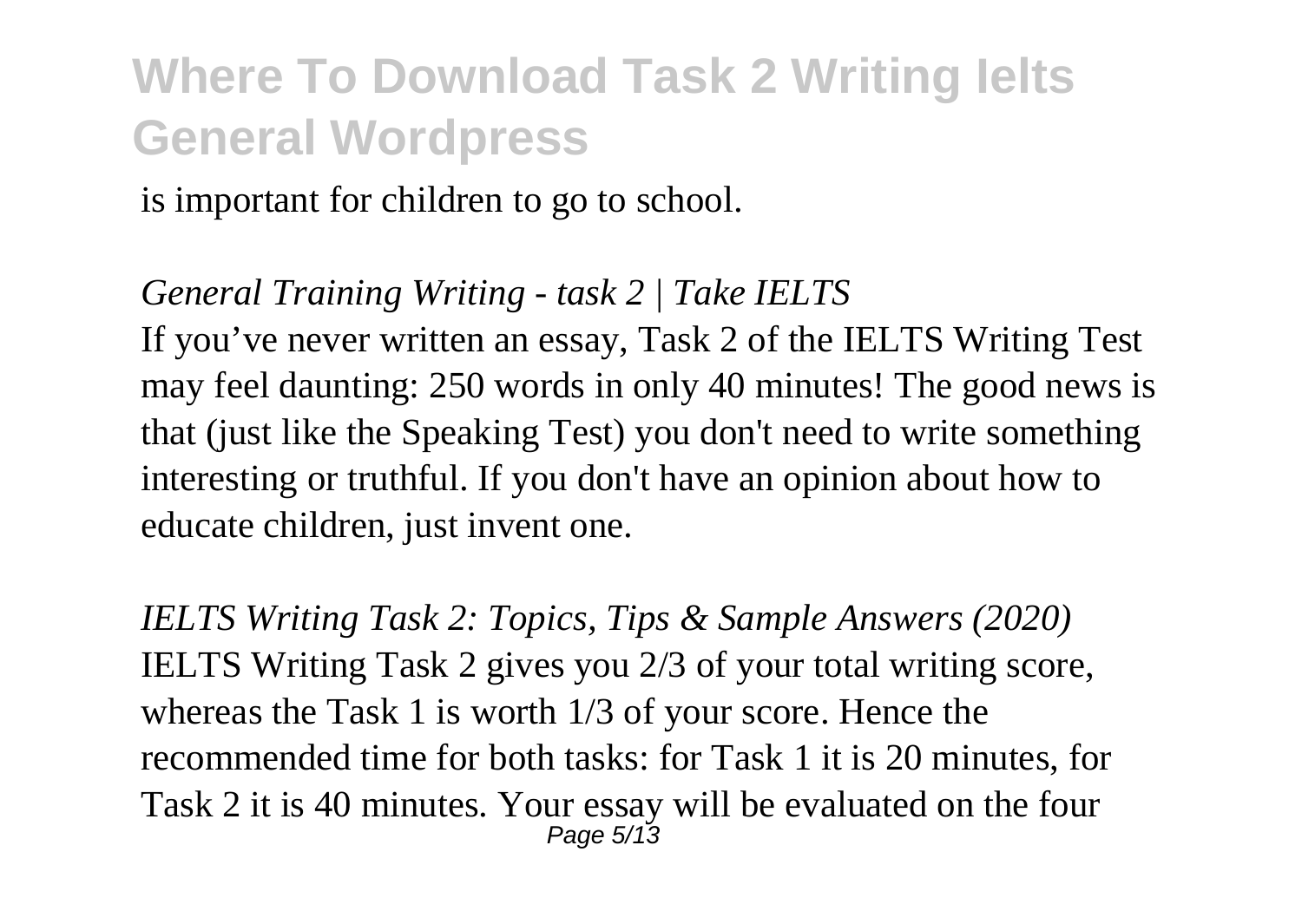is important for children to go to school.

*General Training Writing - task 2 | Take IELTS*

If you've never written an essay, Task 2 of the IELTS Writing Test may feel daunting: 250 words in only 40 minutes! The good news is that (just like the Speaking Test) you don't need to write something interesting or truthful. If you don't have an opinion about how to educate children, just invent one.

*IELTS Writing Task 2: Topics, Tips & Sample Answers (2020)*

IELTS Writing Task 2 gives you 2/3 of your total writing score, whereas the Task 1 is worth 1/3 of your score. Hence the recommended time for both tasks: for Task 1 it is 20 minutes, for Task 2 it is 40 minutes. Your essay will be evaluated on the four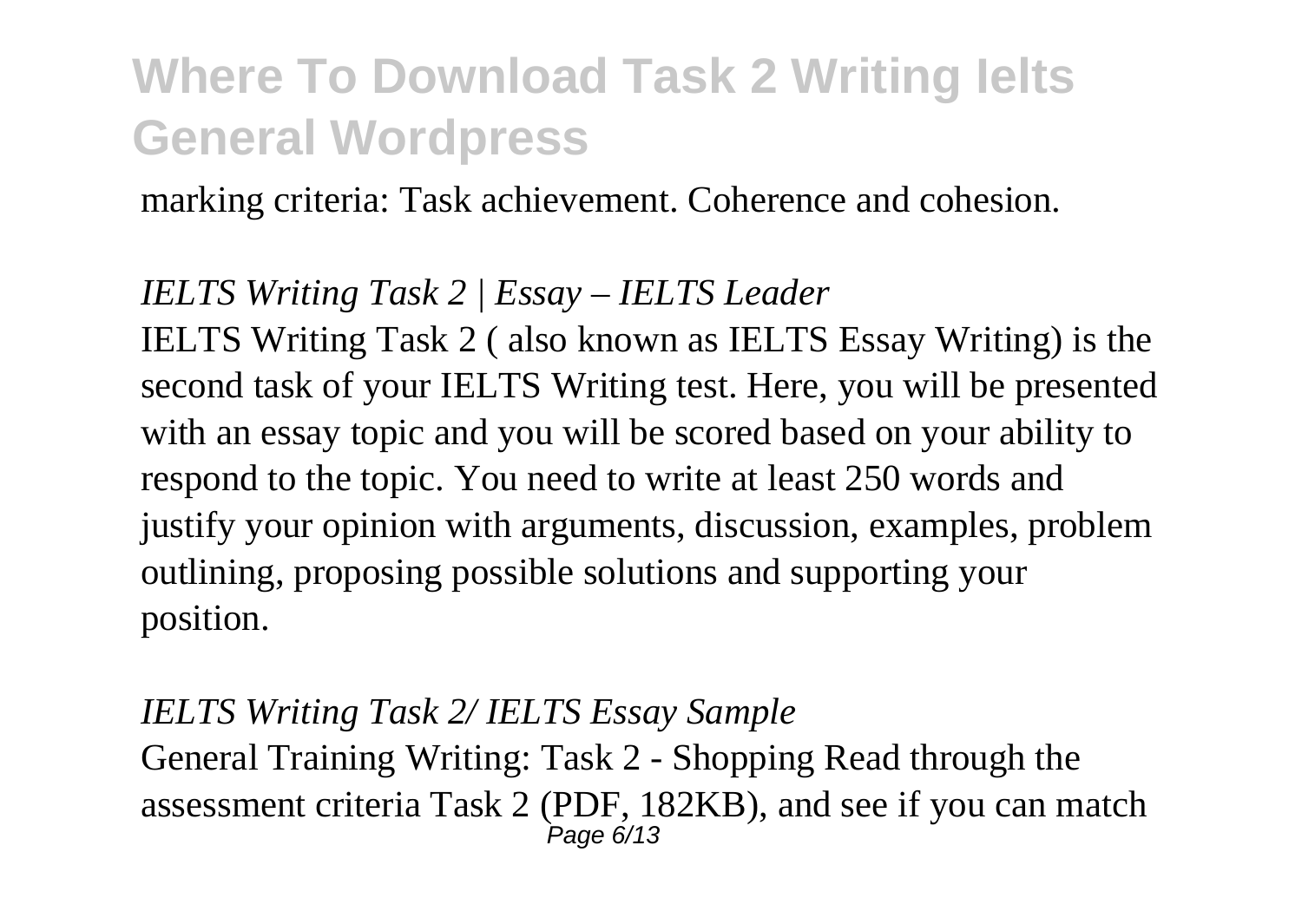marking criteria: Task achievement. Coherence and cohesion.

*IELTS Writing Task 2 | Essay – IELTS Leader*

IELTS Writing Task 2 ( also known as IELTS Essay Writing) is the second task of your IELTS Writing test. Here, you will be presented with an essay topic and you will be scored based on your ability to respond to the topic. You need to write at least 250 words and justify your opinion with arguments, discussion, examples, problem outlining, proposing possible solutions and supporting your position.

*IELTS Writing Task 2/ IELTS Essay Sample*

General Training Writing: Task 2 - Shopping Read through the assessment criteria Task 2 (PDF, 182KB), and see if you can match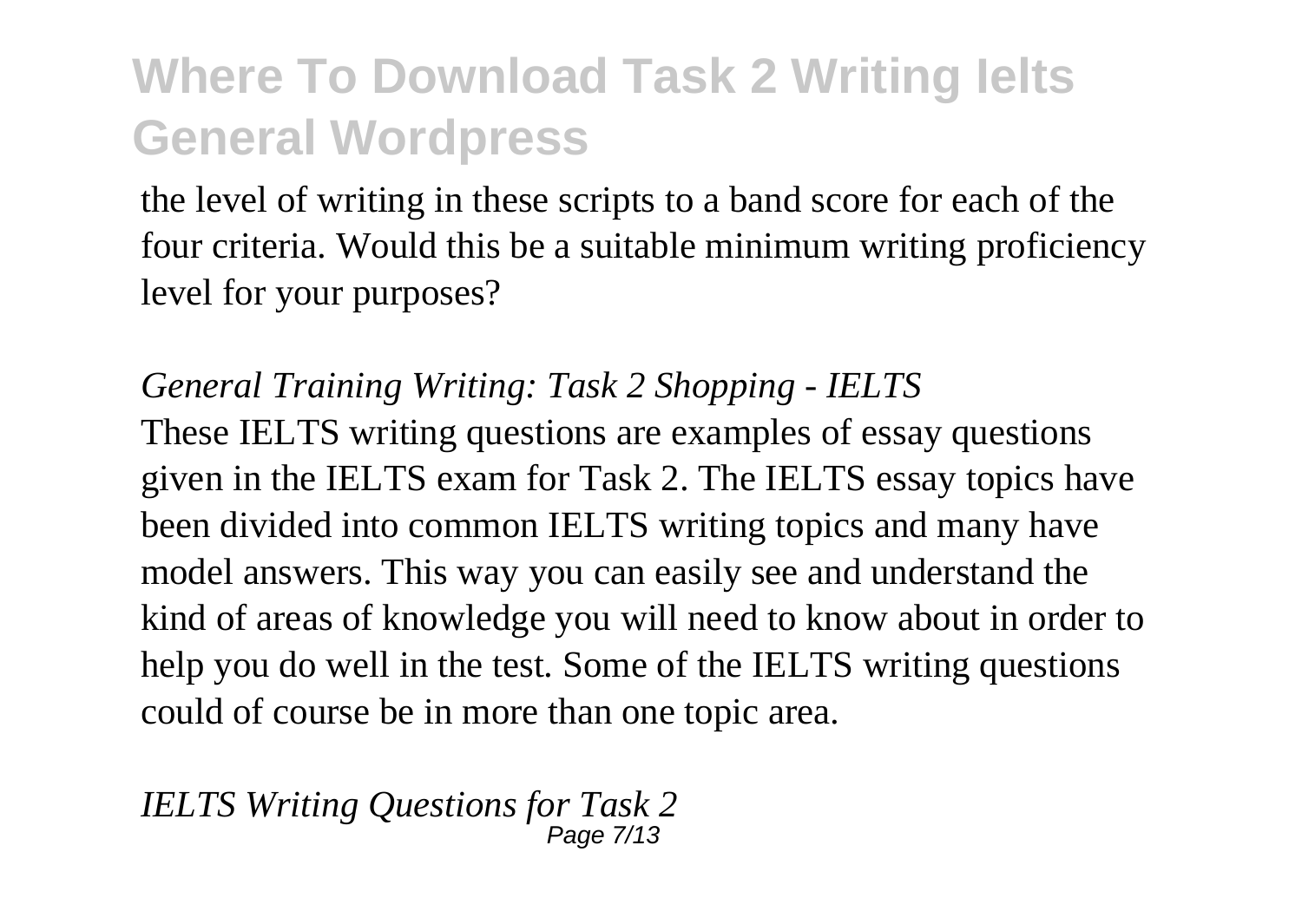the level of writing in these scripts to a band score for each of the four criteria. Would this be a suitable minimum writing proficiency level for your purposes?

*General Training Writing: Task 2 Shopping - IELTS*

These IELTS writing questions are examples of essay questions given in the IELTS exam for Task 2. The IELTS essay topics have been divided into common IELTS writing topics and many have model answers. This way you can easily see and understand the kind of areas of knowledge you will need to know about in order to help you do well in the test. Some of the IELTS writing questions could of course be in more than one topic area.

*IELTS Writing Questions for Task 2*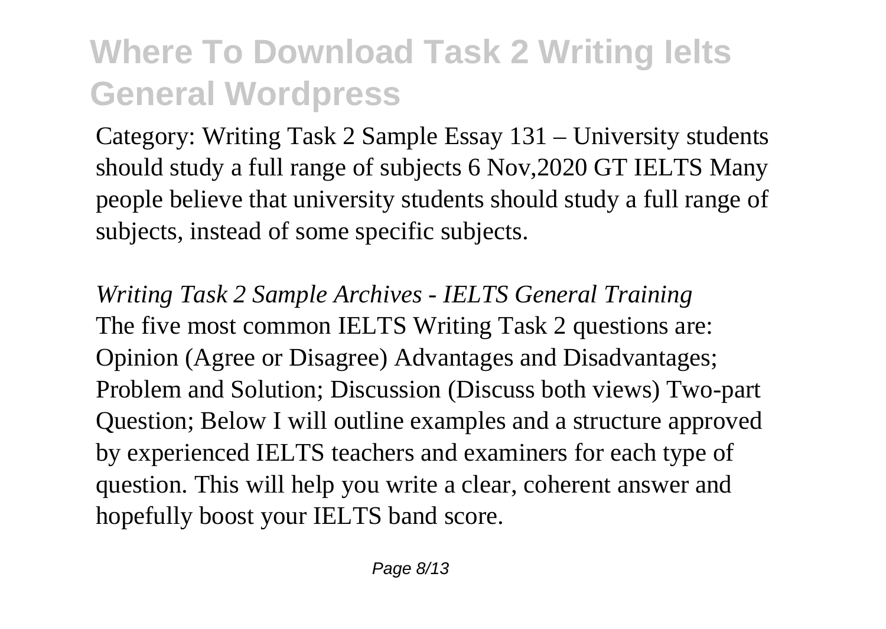Category: Writing Task 2 Sample Essay 131 – University students should study a full range of subjects 6 Nov,2020 GT IELTS Many people believe that university students should study a full range of subjects, instead of some specific subjects.

*Writing Task 2 Sample Archives - IELTS General Training*

The five most common IELTS Writing Task 2 questions are: Opinion (Agree or Disagree) Advantages and Disadvantages; Problem and Solution; Discussion (Discuss both views) Two-part Question; Below I will outline examples and a structure approved by experienced IELTS teachers and examiners for each type of question. This will help you write a clear, coherent answer and hopefully boost your IELTS band score.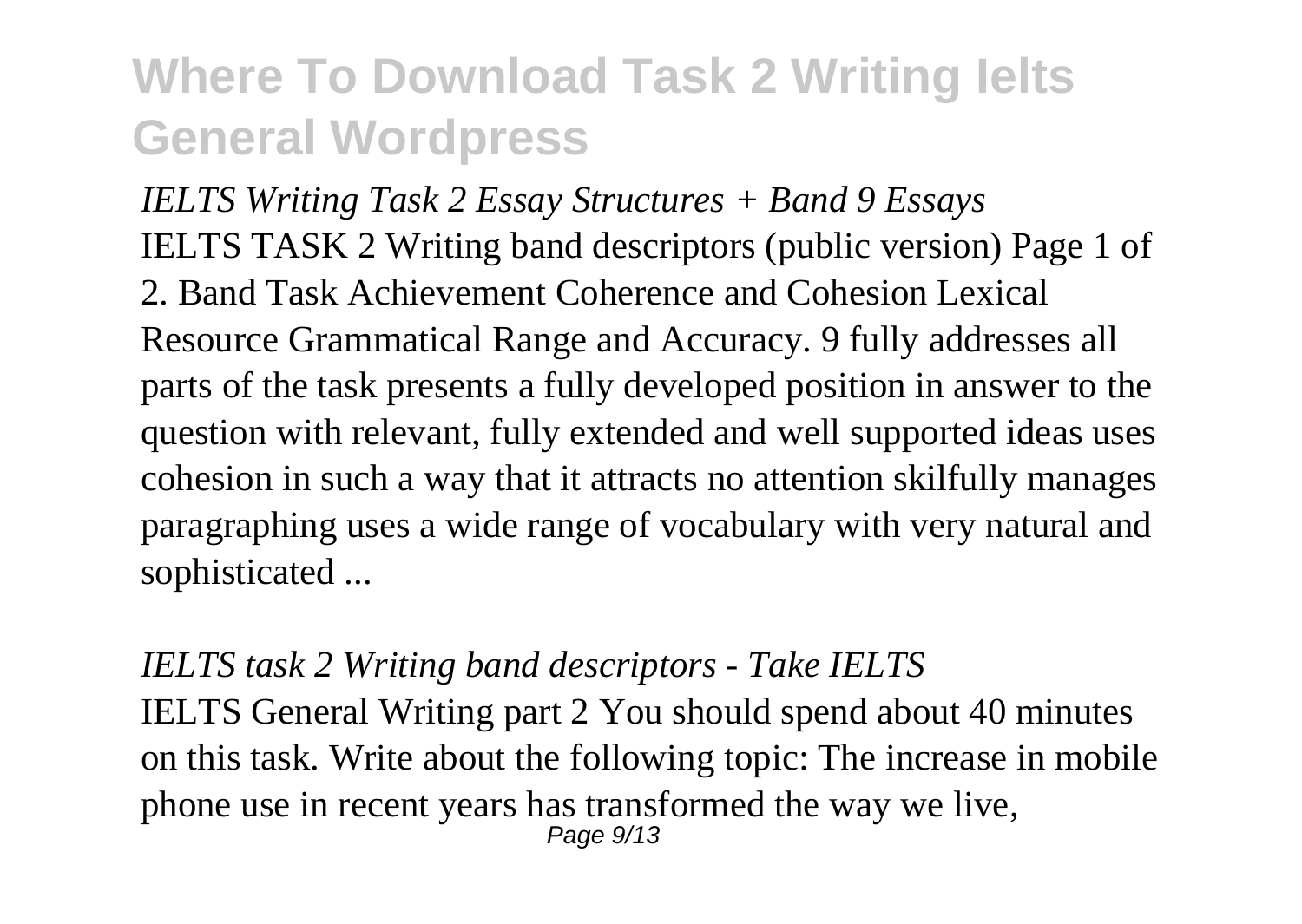# Where To Download Task 2 Writing Ielts General Wordpress

*IELTS Writing Task 2 Essay Structures + Band 9 Essays*

IELTS TASK 2 Writing band descriptors (public version) Page 1 of 2. Band Task Achievement Coherence and Cohesion Lexical Resource Grammatical Range and Accuracy. 9 fully addresses all parts of the task presents a fully developed position in answer to the question with relevant, fully extended and well supported ideas uses cohesion in such a way that it attracts no attention skilfully manages paragraphing uses a wide range of vocabulary with very natural and sophisticated ...

*IELTS task 2 Writing band descriptors - Take IELTS*

IELTS General Writing part 2 You should spend about 40 minutes on this task. Write about the following topic: The increase in mobile phone use in recent years has transformed the way we live,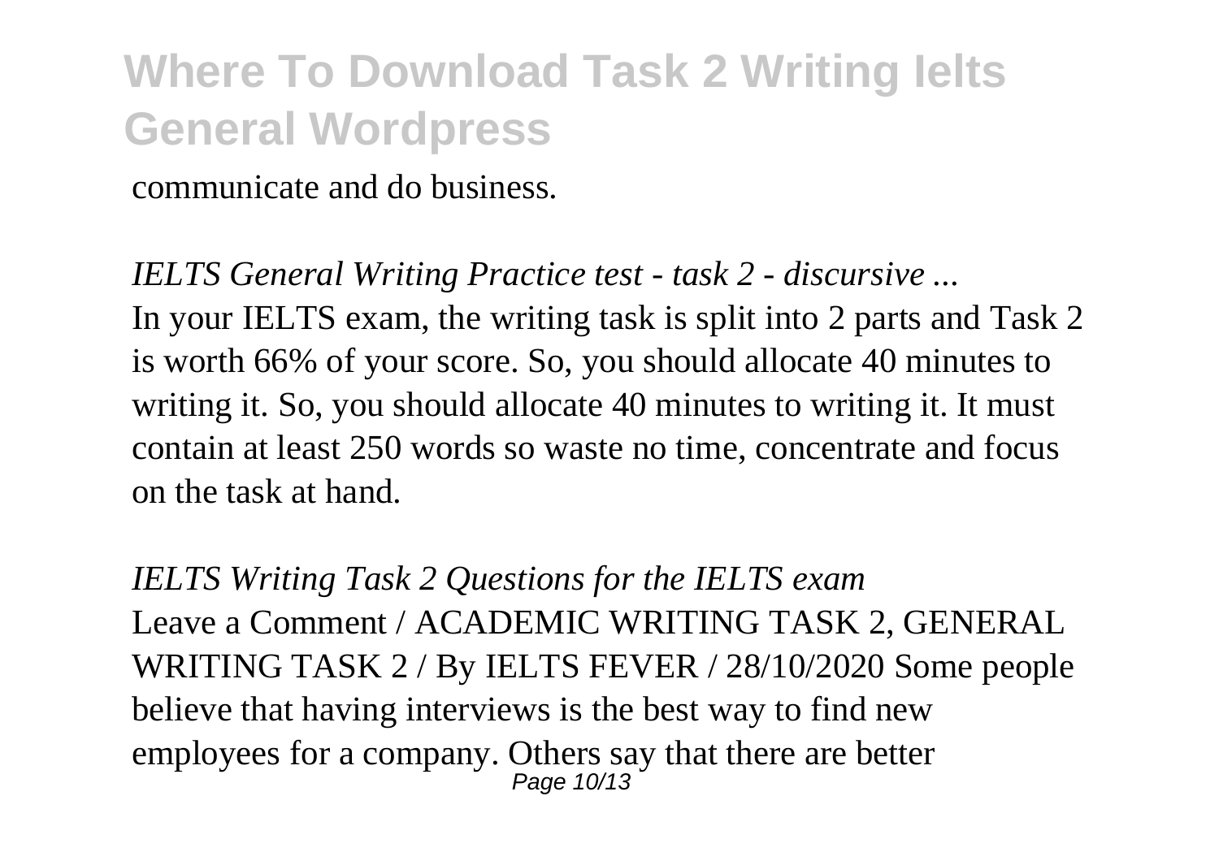communicate and do business.

*IELTS General Writing Practice test - task 2 - discursive ...*
In your IELTS exam, the writing task is split into 2 parts and Task 2 is worth 66% of your score. So, you should allocate 40 minutes to writing it. So, you should allocate 40 minutes to writing it. It must contain at least 250 words so waste no time, concentrate and focus on the task at hand.

*IELTS Writing Task 2 Questions for the IELTS exam*
Leave a Comment / ACADEMIC WRITING TASK 2, GENERAL WRITING TASK 2 / By IELTS FEVER / 28/10/2020 Some people believe that having interviews is the best way to find new employees for a company. Others say that there are better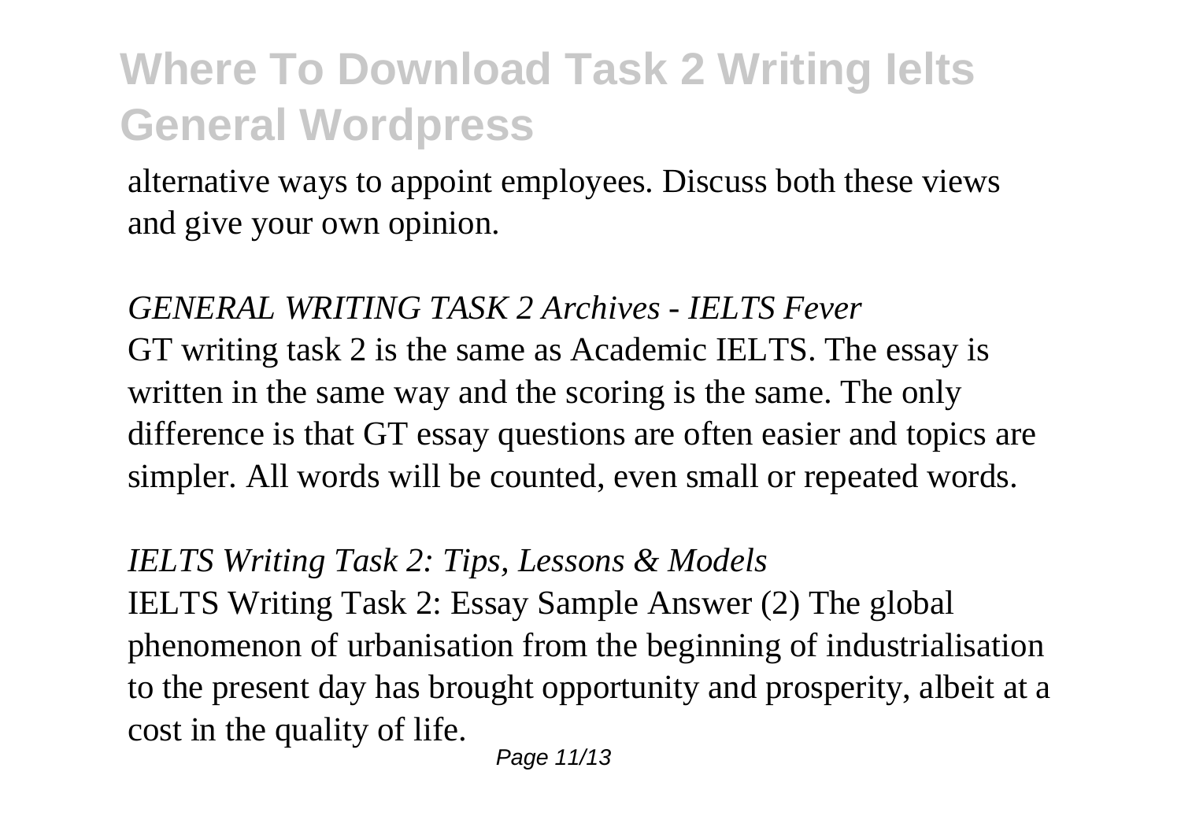alternative ways to appoint employees. Discuss both these views and give your own opinion.

*GENERAL WRITING TASK 2 Archives - IELTS Fever*

GT writing task 2 is the same as Academic IELTS. The essay is written in the same way and the scoring is the same. The only difference is that GT essay questions are often easier and topics are simpler. All words will be counted, even small or repeated words.

*IELTS Writing Task 2: Tips, Lessons & Models*

IELTS Writing Task 2: Essay Sample Answer (2) The global phenomenon of urbanisation from the beginning of industrialisation to the present day has brought opportunity and prosperity, albeit at a cost in the quality of life.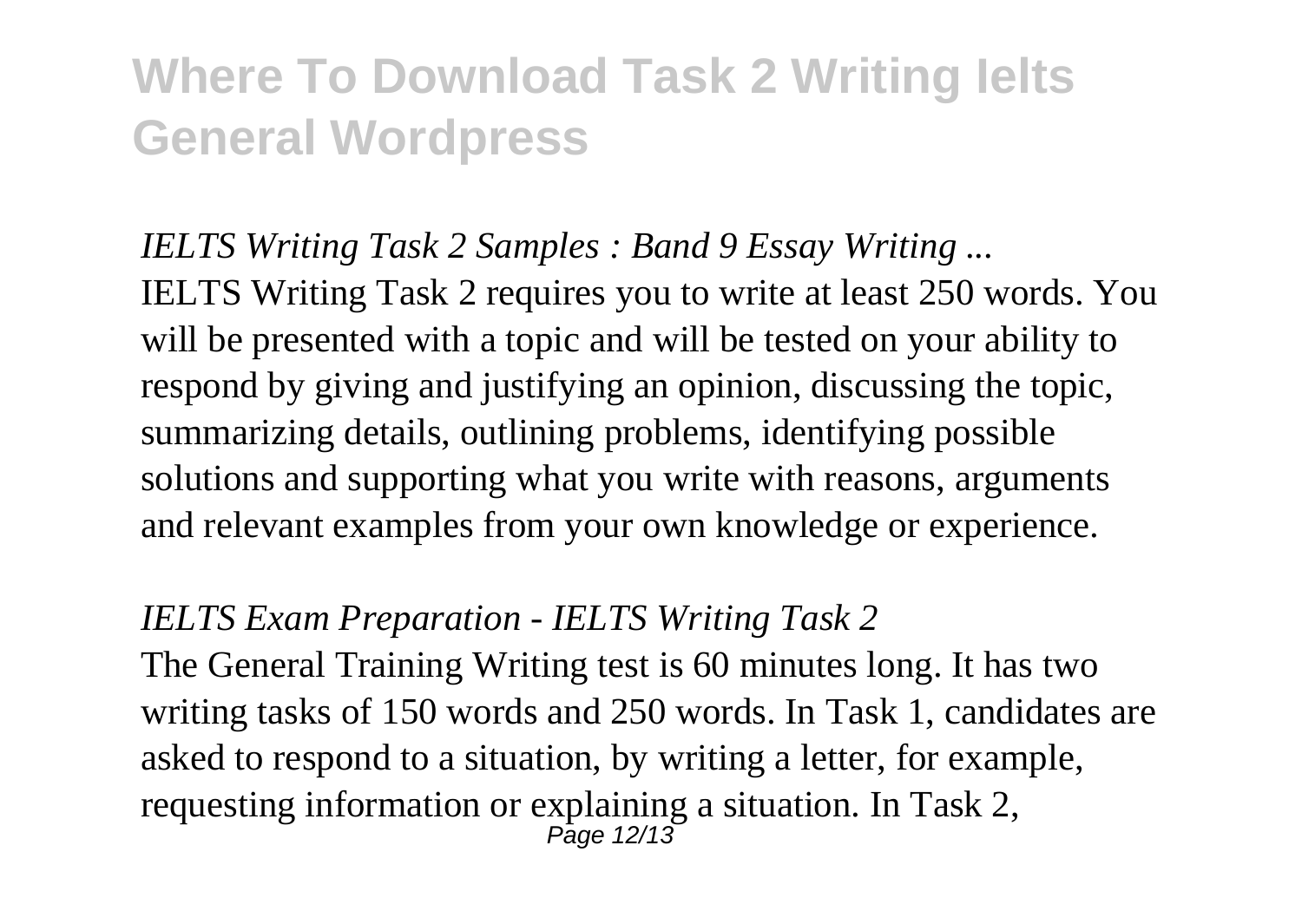*IELTS Writing Task 2 Samples : Band 9 Essay Writing ...*

IELTS Writing Task 2 requires you to write at least 250 words. You will be presented with a topic and will be tested on your ability to respond by giving and justifying an opinion, discussing the topic, summarizing details, outlining problems, identifying possible solutions and supporting what you write with reasons, arguments and relevant examples from your own knowledge or experience.

*IELTS Exam Preparation - IELTS Writing Task 2*

The General Training Writing test is 60 minutes long. It has two writing tasks of 150 words and 250 words. In Task 1, candidates are asked to respond to a situation, by writing a letter, for example, requesting information or explaining a situation. In Task 2,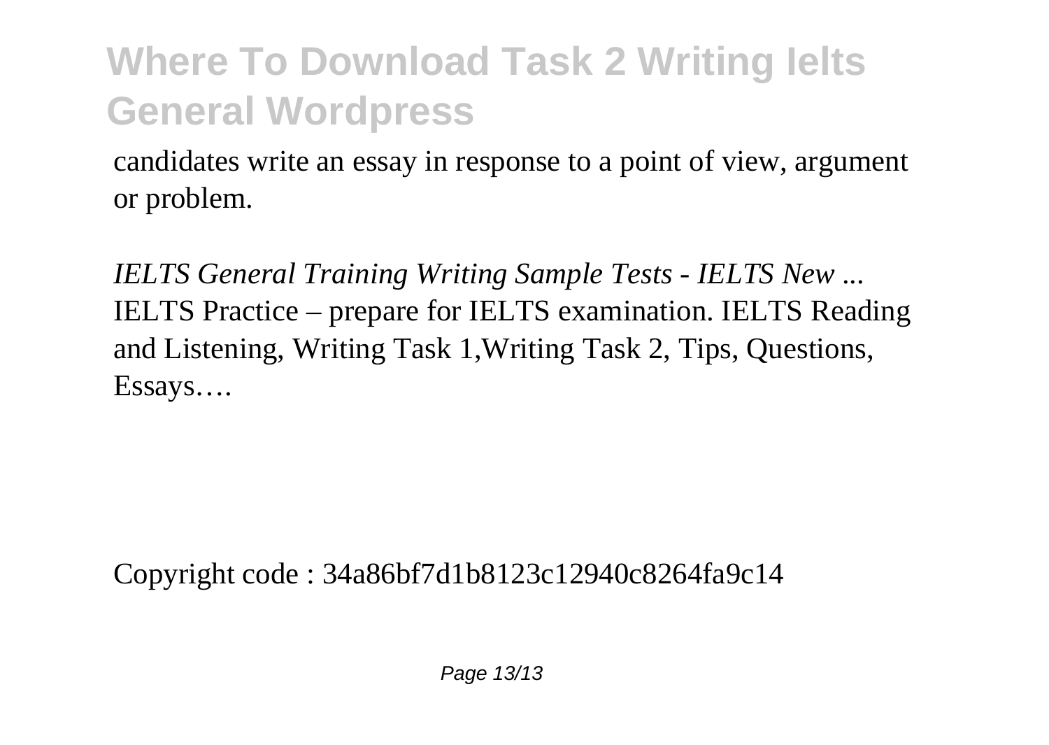candidates write an essay in response to a point of view, argument or problem.

*IELTS General Training Writing Sample Tests - IELTS New ...*
IELTS Practice – prepare for IELTS examination. IELTS Reading and Listening, Writing Task 1,Writing Task 2, Tips, Questions, Essays….

Copyright code : 34a86bf7d1b8123c12940c8264fa9c14